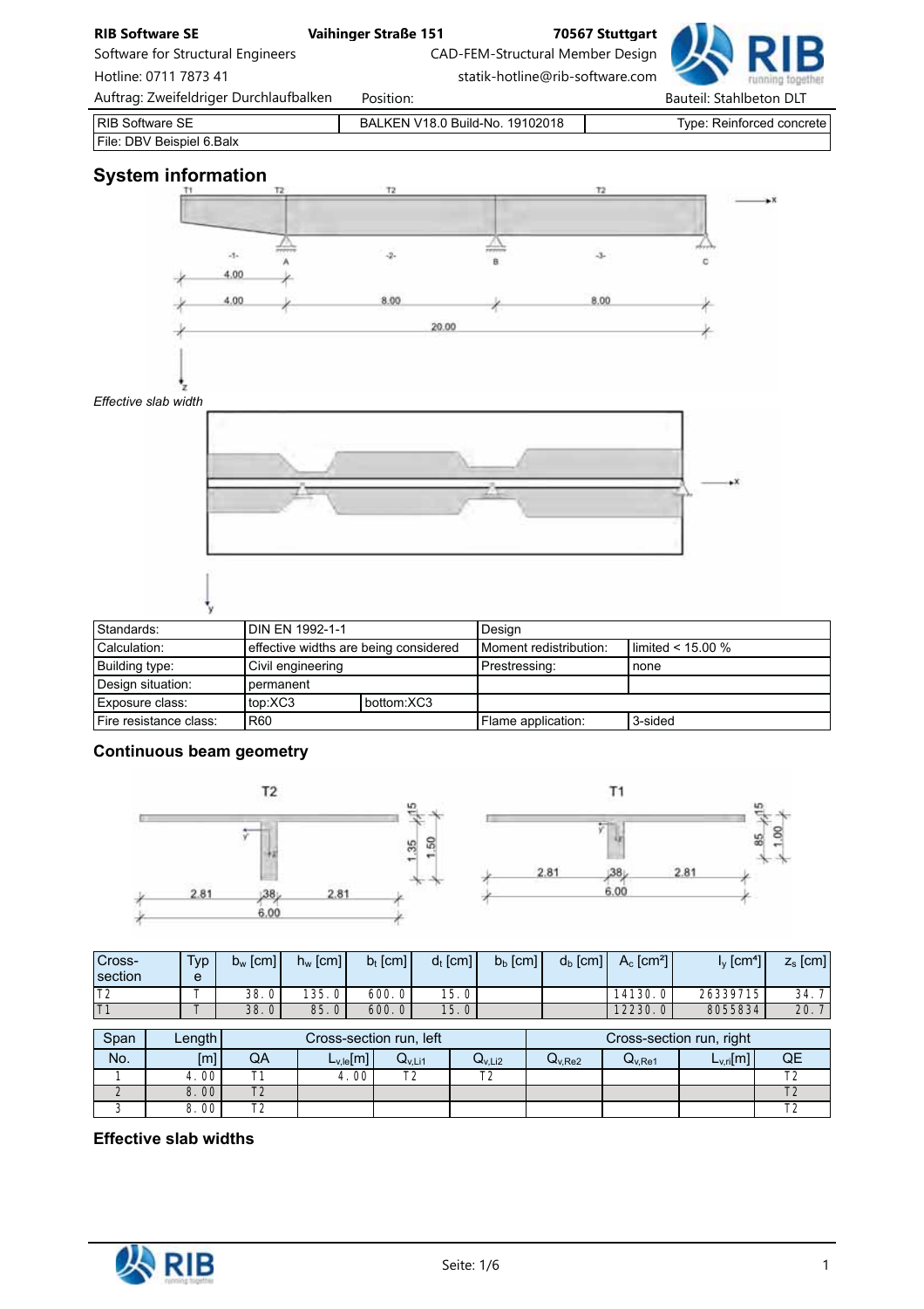| RIB Software SE | BALKEN V18.0 Build-No. 19102018 | Type: Reinforced concrete |
|---|---|---|
| File: DBV Beispiel 6.Balx | | |

## System information

*Effective slab width*

| Standards: | DIN EN 1992-1-1 | | Design | |
|---|---|---|---|---|
| Calculation: | effective widths are being considered | | Moment redistribution: | limited < 15.00 % |
| Building type: | Civil engineering | | Prestressing: | none |
| Design situation: | permanent | | | |
| Exposure class: | top:XC3 | bottom:XC3 | | |
| Fire resistance class: | R60 | | Flame application: | 3-sided |

### Continuous beam geometry

| Cross-section | Type | $b_w$ [cm] | $h_w$ [cm] | $b_t$ [cm] | $d_t$ [cm] | $b_b$ [cm] | $d_b$ [cm] | $A_c$ [cm²] | $I_y$ [cm⁴] | $z_s$ [cm] |
|---|---|---|---|---|---|---|---|---|---|---|
| T2 | T | 38.0 | 135.0 | 600.0 | 15.0 | | | 14130.0 | 26339715 | 34.7 |
| T1 | T | 38.0 | 85.0 | 600.0 | 15.0 | | | 12230.0 | 8055834 | 20.7 |

| Span | Length | Cross-section run, left | | | | Cross-section run, right | | | |
|---|---|---|---|---|---|---|---|---|---|
| No. | [m] | QA | $L_{v,le}$[m] | $Q_{v,Li1}$ | $Q_{v,Li2}$ | $Q_{v,Re2}$ | $Q_{v,Re1}$ | $L_{v,ri}$[m] | QE |
| 1 | 4.00 | T1 | 4.00 | T2 | T2 | | | | T2 |
| 2 | 8.00 | T2 | | | | | | | T2 |
| 3 | 8.00 | T2 | | | | | | | T2 |

### Effective slab widths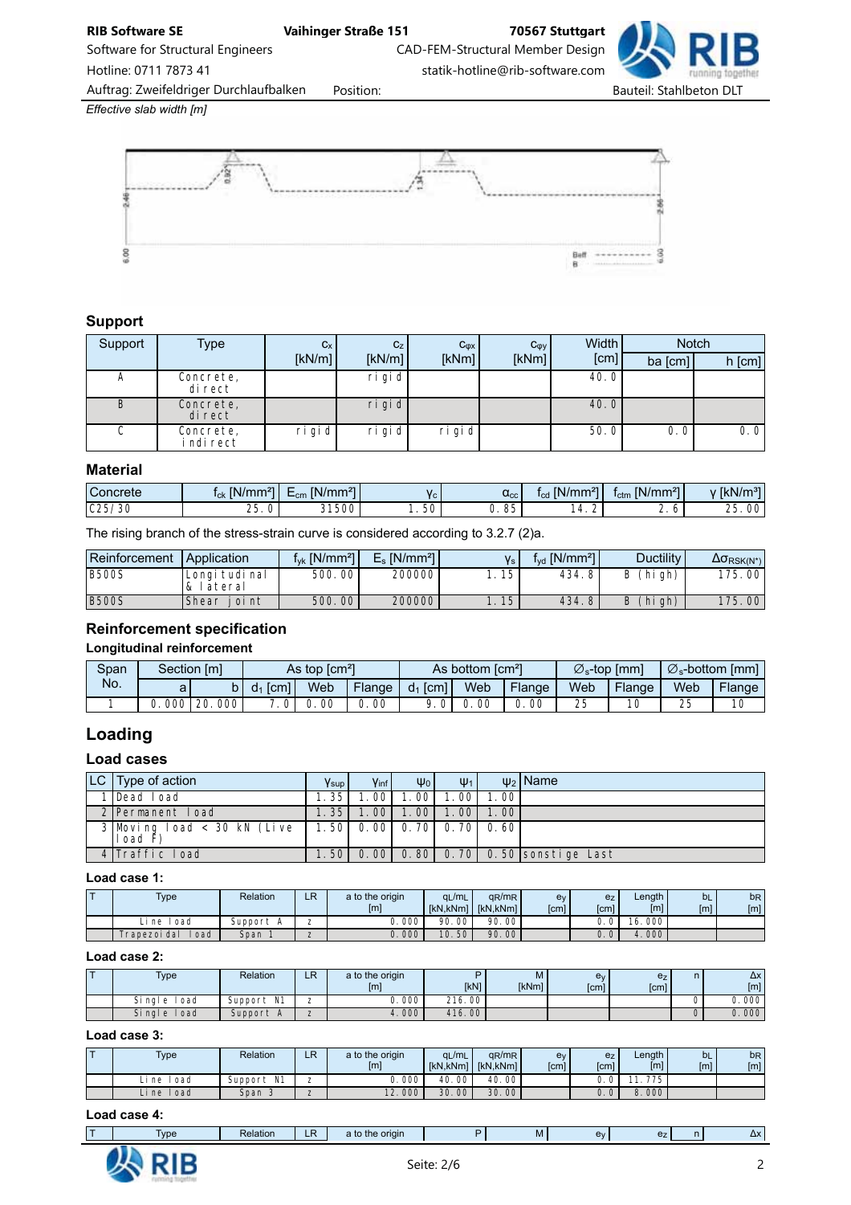*Effective slab width [m]*

## Support

| Support | Type | $c_x$ [kN/m] | $c_z$ [kN/m] | $c_{\varphi x}$ [kNm] | $c_{\varphi y}$ [kNm] | Width [cm] | Notch ba [cm] | Notch h [cm] |
|---|---|---|---|---|---|---|---|---|
| A | Concrete, direct | | rigid | | | 40.0 | | |
| B | Concrete, direct | | rigid | | | 40.0 | | |
| C | Concrete, indirect | rigid | rigid | rigid | | 50.0 | 0.0 | 0.0 |

## Material

| Concrete | $f_{ck}$ [N/mm²] | $E_{cm}$ [N/mm²] | $\gamma_c$ | $\alpha_{cc}$ | $f_{cd}$ [N/mm²] | $f_{ctm}$ [N/mm²] | $\gamma$ [kN/m³] |
|---|---|---|---|---|---|---|---|
| C25/30 | 25.0 | 31500 | 1.50 | 0.85 | 14.2 | 2.6 | 25.00 |

The rising branch of the stress-strain curve is considered according to 3.2.7 (2)a.

| Reinforcement | Application | $f_{yk}$ [N/mm²] | $E_s$ [N/mm²] | $\gamma_s$ | $f_{yd}$ [N/mm²] | Ductility | $\Delta\sigma_{RSK(N^*)}$ |
|---|---|---|---|---|---|---|---|
| B500S | Longitudinal & lateral | 500.00 | 200000 | 1.15 | 434.8 | B (high) | 175.00 |
| B500S | Shear joint | 500.00 | 200000 | 1.15 | 434.8 | B (high) | 175.00 |

## Reinforcement specification

### Longitudinal reinforcement

| Span No. | Section [m] | | As top [cm²] | | | As bottom [cm²] | | | $\varnothing_s$-top [mm] | | $\varnothing_s$-bottom [mm] | |
|---|---|---|---|---|---|---|---|---|---|---|---|---|
| | a | b | $d_1$ [cm] | Web | Flange | $d_1$ [cm] | Web | Flange | Web | Flange | Web | Flange |
| 1 | 0.000 | 20.000 | 7.0 | 0.00 | 0.00 | 9.0 | 0.00 | 0.00 | 25 | 10 | 25 | 10 |

# Loading

## Load cases

| LC | Type of action | $\gamma_{sup}$ | $\gamma_{inf}$ | $\psi_0$ | $\psi_1$ | $\psi_2$ | Name |
|---|---|---|---|---|---|---|---|
| 1 | Dead load | 1.35 | 1.00 | 1.00 | 1.00 | 1.00 | |
| 2 | Permanent load | 1.35 | 1.00 | 1.00 | 1.00 | 1.00 | |
| 3 | Moving load < 30 kN (Live load F) | 1.50 | 0.00 | 0.70 | 0.70 | 0.60 | |
| 4 | Traffic load | 1.50 | 0.00 | 0.80 | 0.70 | 0.50 | sonstige Last |

### Load case 1:

| T | Type | Relation | LR | a to the origin [m] | qL/mL [kN,kNm] | qR/mR [kN,kNm] | $e_y$ [cm] | $e_z$ [cm] | Length [m] | bL [m] | bR [m] |
|---|---|---|---|---|---|---|---|---|---|---|---|
| | Line load | Support A | z | 0.000 | 90.00 | 90.00 | | 0.0 | 16.000 | | |
| | Trapezoidal load | Span 1 | z | 0.000 | 10.50 | 90.00 | | 0.0 | 4.000 | | |

### Load case 2:

| T | Type | Relation | LR | a to the origin [m] | P [kN] | M [kNm] | $e_y$ [cm] | $e_z$ [cm] | n | Δx [m] |
|---|---|---|---|---|---|---|---|---|---|---|
| | Single load | Support N1 | z | 0.000 | 216.00 | | | | 0 | 0.000 |
| | Single load | Support A | z | 4.000 | 416.00 | | | | 0 | 0.000 |

### Load case 3:

| T | Type | Relation | LR | a to the origin [m] | qL/mL [kN,kNm] | qR/mR [kN,kNm] | $e_y$ [cm] | $e_z$ [cm] | Length [m] | bL [m] | bR [m] |
|---|---|---|---|---|---|---|---|---|---|---|---|
| | Line load | Support N1 | z | 0.000 | 40.00 | 40.00 | | 0.0 | 11.775 | | |
| | Line load | Span 3 | z | 12.000 | 30.00 | 30.00 | | 0.0 | 8.000 | | |

### Load case 4:

| T | Type | Relation | LR | a to the origin | P | M | $e_y$ | $e_z$ | n | Δx |
|---|---|---|---|---|---|---|---|---|---|---|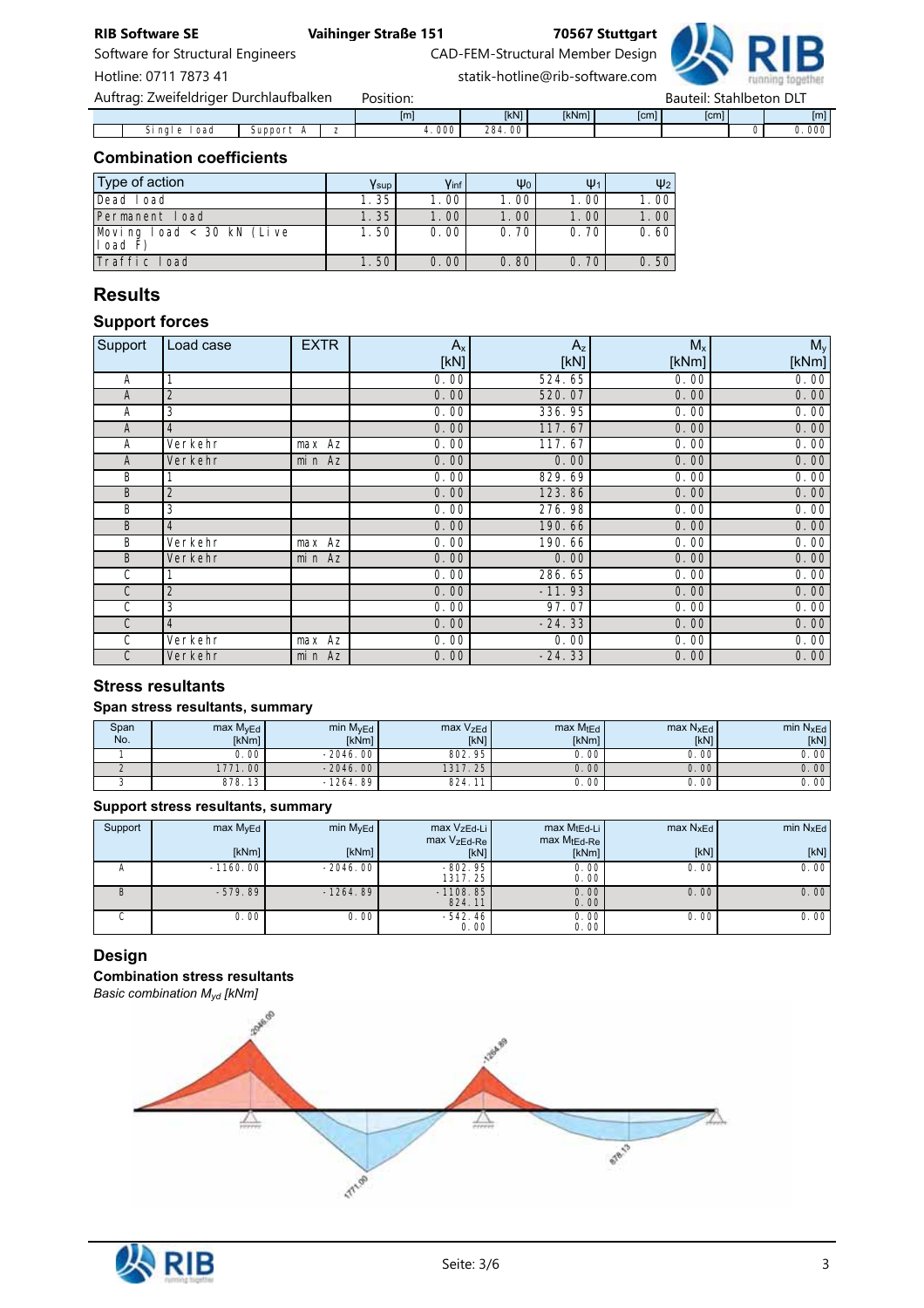| | | | [m] | [kN] | [kNm] | [cm] | [cm] | | [m] |
|---|---|---|---|---|---|---|---|---|---|
| | Single load | Support A | z | 4.000 | 284.00 | | | | 0 | 0.000 |

## Combination coefficients

| Type of action | $\gamma_{sup}$ | $\gamma_{inf}$ | $\psi_0$ | $\psi_1$ | $\psi_2$ |
|---|---|---|---|---|---|
| Dead load | 1.35 | 1.00 | 1.00 | 1.00 | 1.00 |
| Permanent load | 1.35 | 1.00 | 1.00 | 1.00 | 1.00 |
| Moving load < 30 kN (Live load F) | 1.50 | 0.00 | 0.70 | 0.70 | 0.60 |
| Traffic load | 1.50 | 0.00 | 0.80 | 0.70 | 0.50 |

# Results

## Support forces

| Support | Load case | EXTR | $A_x$ [kN] | $A_z$ [kN] | $M_x$ [kNm] | $M_y$ [kNm] |
|---|---|---|---|---|---|---|
| A | 1 | | 0.00 | 524.65 | 0.00 | 0.00 |
| A | 2 | | 0.00 | 520.07 | 0.00 | 0.00 |
| A | 3 | | 0.00 | 336.95 | 0.00 | 0.00 |
| A | 4 | | 0.00 | 117.67 | 0.00 | 0.00 |
| A | Verkehr | max Az | 0.00 | 117.67 | 0.00 | 0.00 |
| A | Verkehr | min Az | 0.00 | 0.00 | 0.00 | 0.00 |
| B | 1 | | 0.00 | 829.69 | 0.00 | 0.00 |
| B | 2 | | 0.00 | 123.86 | 0.00 | 0.00 |
| B | 3 | | 0.00 | 276.98 | 0.00 | 0.00 |
| B | 4 | | 0.00 | 190.66 | 0.00 | 0.00 |
| B | Verkehr | max Az | 0.00 | 190.66 | 0.00 | 0.00 |
| B | Verkehr | min Az | 0.00 | 0.00 | 0.00 | 0.00 |
| C | 1 | | 0.00 | 286.65 | 0.00 | 0.00 |
| C | 2 | | 0.00 | -11.93 | 0.00 | 0.00 |
| C | 3 | | 0.00 | 97.07 | 0.00 | 0.00 |
| C | 4 | | 0.00 | -24.33 | 0.00 | 0.00 |
| C | Verkehr | max Az | 0.00 | 0.00 | 0.00 | 0.00 |
| C | Verkehr | min Az | 0.00 | -24.33 | 0.00 | 0.00 |

## Stress resultants

### Span stress resultants, summary

| Span No. | max $M_{yEd}$ [kNm] | min $M_{yEd}$ [kNm] | max $V_{zEd}$ [kN] | max $M_{tEd}$ [kNm] | max $N_{xEd}$ [kN] | min $N_{xEd}$ [kN] |
|---|---|---|---|---|---|---|
| 1 | 0.00 | -2046.00 | 802.95 | 0.00 | 0.00 | 0.00 |
| 2 | 1771.00 | -2046.00 | 1317.25 | 0.00 | 0.00 | 0.00 |
| 3 | 878.13 | -1264.89 | 824.11 | 0.00 | 0.00 | 0.00 |

### Support stress resultants, summary

| Support | max $M_{yEd}$ [kNm] | min $M_{yEd}$ [kNm] | max $V_{zEd-Li}$ / max $V_{zEd-Re}$ [kN] | max $M_{tEd-Li}$ / max $M_{tEd-Re}$ [kNm] | max $N_{xEd}$ [kN] | min $N_{xEd}$ [kN] |
|---|---|---|---|---|---|---|
| A | -1160.00 | -2046.00 | -802.95 / 1317.25 | 0.00 / 0.00 | 0.00 | 0.00 |
| B | -579.89 | -1264.89 | -1108.85 / 824.11 | 0.00 / 0.00 | 0.00 | 0.00 |
| C | 0.00 | 0.00 | -542.46 / 0.00 | 0.00 / 0.00 | 0.00 | 0.00 |

# Design

### Combination stress resultants

*Basic combination $M_{yd}$ [kNm]*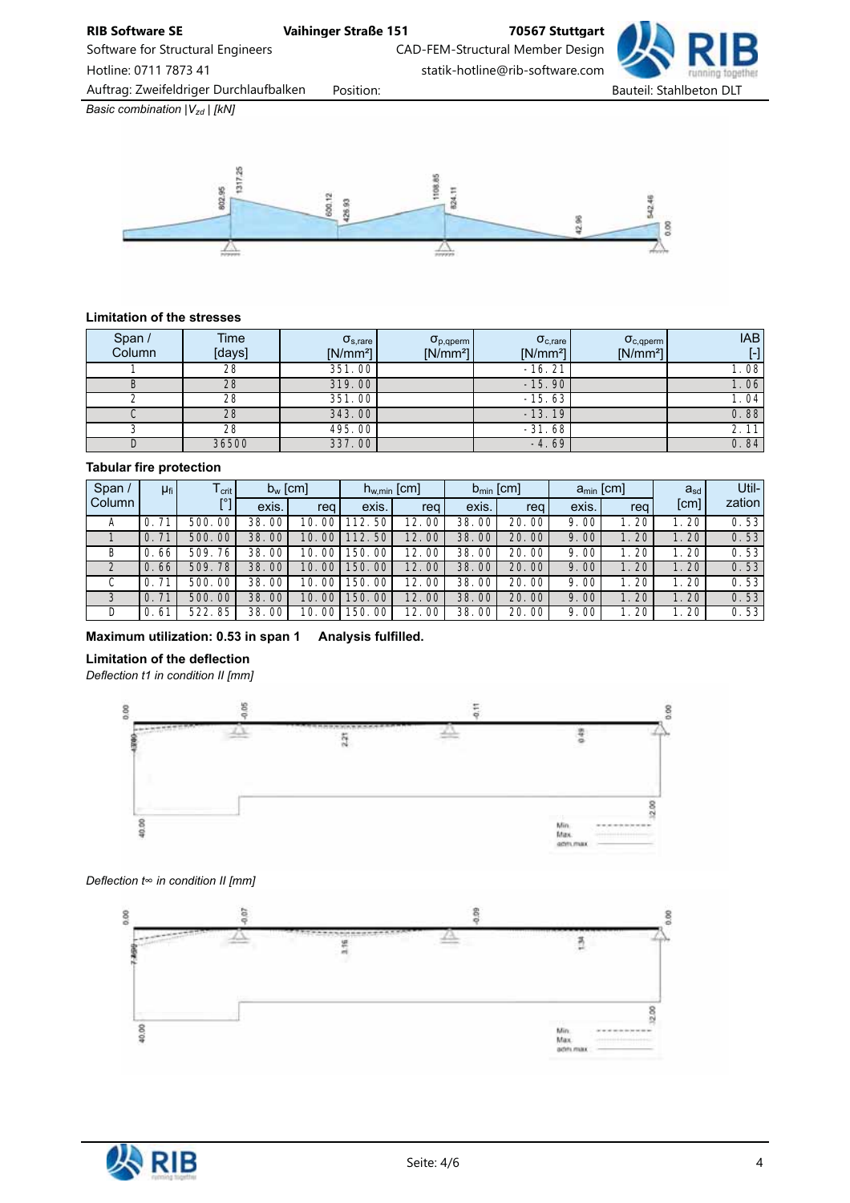*Basic combination |$V_{zd}$| [kN]*

**Limitation of the stresses**

| Span / Column | Time [days] | $\sigma_{s,rare}$ [N/mm²] | $\sigma_{p,qperm}$ [N/mm²] | $\sigma_{c,rare}$ [N/mm²] | $\sigma_{c,qperm}$ [N/mm²] | IAB [-] |
|---|---|---|---|---|---|---|
| 1 | 28 | 351.00 | | -16.21 | | 1.08 |
| B | 28 | 319.00 | | -15.90 | | 1.06 |
| 2 | 28 | 351.00 | | -15.63 | | 1.04 |
| C | 28 | 343.00 | | -13.19 | | 0.88 |
| 3 | 28 | 495.00 | | -31.68 | | 2.11 |
| D | 36500 | 337.00 | | -4.69 | | 0.84 |

**Tabular fire protection**

| Span / Column | $\mu_{fi}$ | $T_{crit}$ [°] | $b_w$ [cm] | | $h_{w,min}$ [cm] | | $b_{min}$ [cm] | | $a_{min}$ [cm] | | $a_{sd}$ [cm] | Utilization |
|---|---|---|---|---|---|---|---|---|---|---|---|---|
| | | | exis. | req | exis. | req | exis. | req | exis. | req | | |
| A | 0.71 | 500.00 | 38.00 | 10.00 | 112.50 | 12.00 | 38.00 | 20.00 | 9.00 | 1.20 | 1.20 | 0.53 |
| 1 | 0.71 | 500.00 | 38.00 | 10.00 | 112.50 | 12.00 | 38.00 | 20.00 | 9.00 | 1.20 | 1.20 | 0.53 |
| B | 0.66 | 509.76 | 38.00 | 10.00 | 150.00 | 12.00 | 38.00 | 20.00 | 9.00 | 1.20 | 1.20 | 0.53 |
| 2 | 0.66 | 509.78 | 38.00 | 10.00 | 150.00 | 12.00 | 38.00 | 20.00 | 9.00 | 1.20 | 1.20 | 0.53 |
| C | 0.71 | 500.00 | 38.00 | 10.00 | 150.00 | 12.00 | 38.00 | 20.00 | 9.00 | 1.20 | 1.20 | 0.53 |
| 3 | 0.71 | 500.00 | 38.00 | 10.00 | 150.00 | 12.00 | 38.00 | 20.00 | 9.00 | 1.20 | 1.20 | 0.53 |
| D | 0.61 | 522.85 | 38.00 | 10.00 | 150.00 | 12.00 | 38.00 | 20.00 | 9.00 | 1.20 | 1.20 | 0.53 |

**Maximum utilization: 0.53 in span 1 Analysis fulfilled.**

**Limitation of the deflection**

*Deflection t1 in condition II [mm]*

*Deflection t∞ in condition II [mm]*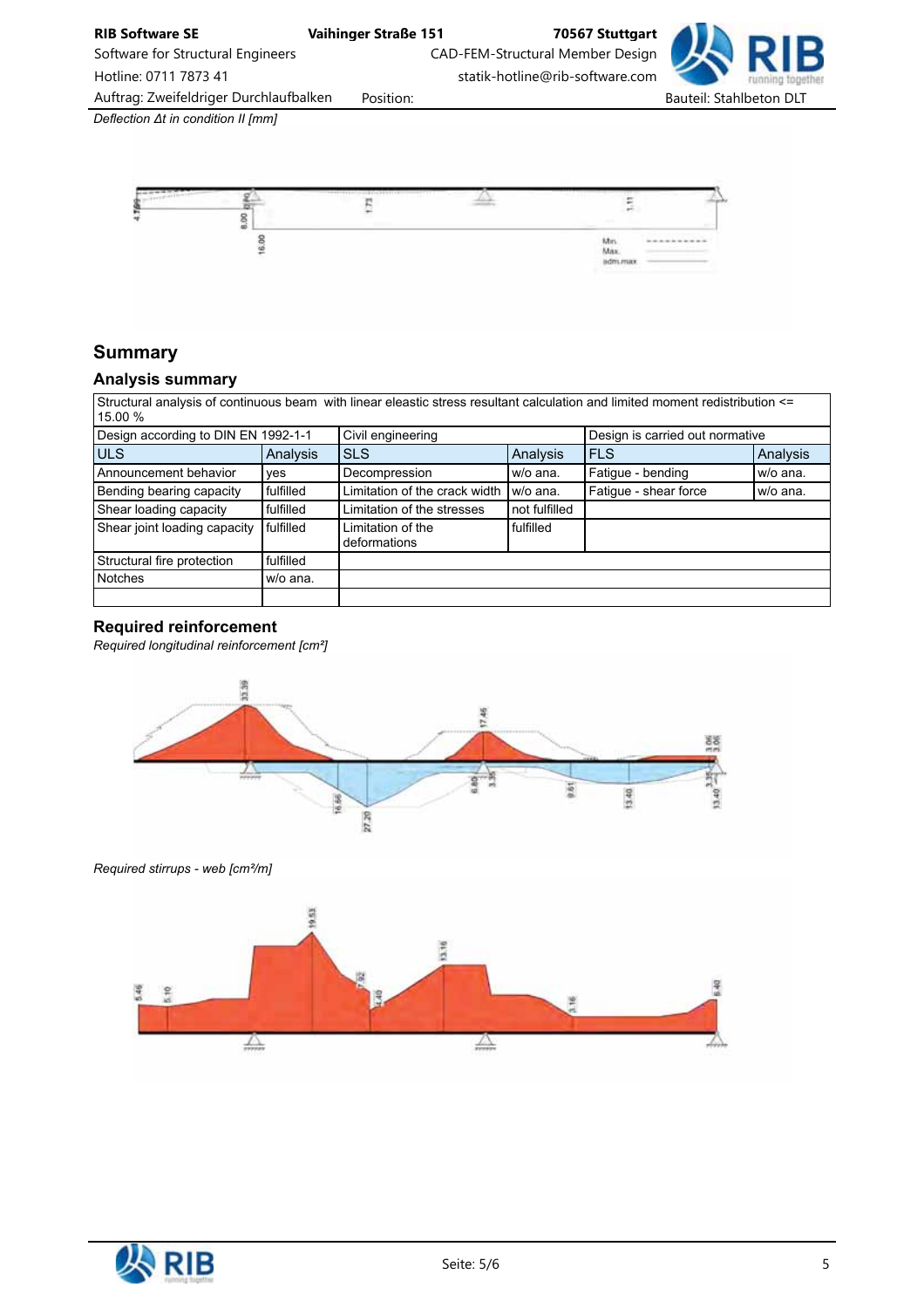*Deflection Δt in condition II [mm]*

## Summary

### Analysis summary

| Structural analysis of continuous beam with linear eleastic stress resultant calculation and limited moment redistribution <= 15.00 % | | | | | |
|---|---|---|---|---|---|
| Design according to DIN EN 1992-1-1 | | Civil engineering | | Design is carried out normative | |
| ULS | Analysis | SLS | Analysis | FLS | Analysis |
| Announcement behavior | yes | Decompression | w/o ana. | Fatigue - bending | w/o ana. |
| Bending bearing capacity | fulfilled | Limitation of the crack width | w/o ana. | Fatigue - shear force | w/o ana. |
| Shear loading capacity | fulfilled | Limitation of the stresses | not fulfilled | | |
| Shear joint loading capacity | fulfilled | Limitation of the deformations | fulfilled | | |
| Structural fire protection | fulfilled | | | | |
| Notches | w/o ana. | | | | |
| | | | | | |

### Required reinforcement

*Required longitudinal reinforcement [cm²]*

*Required stirrups - web [cm²/m]*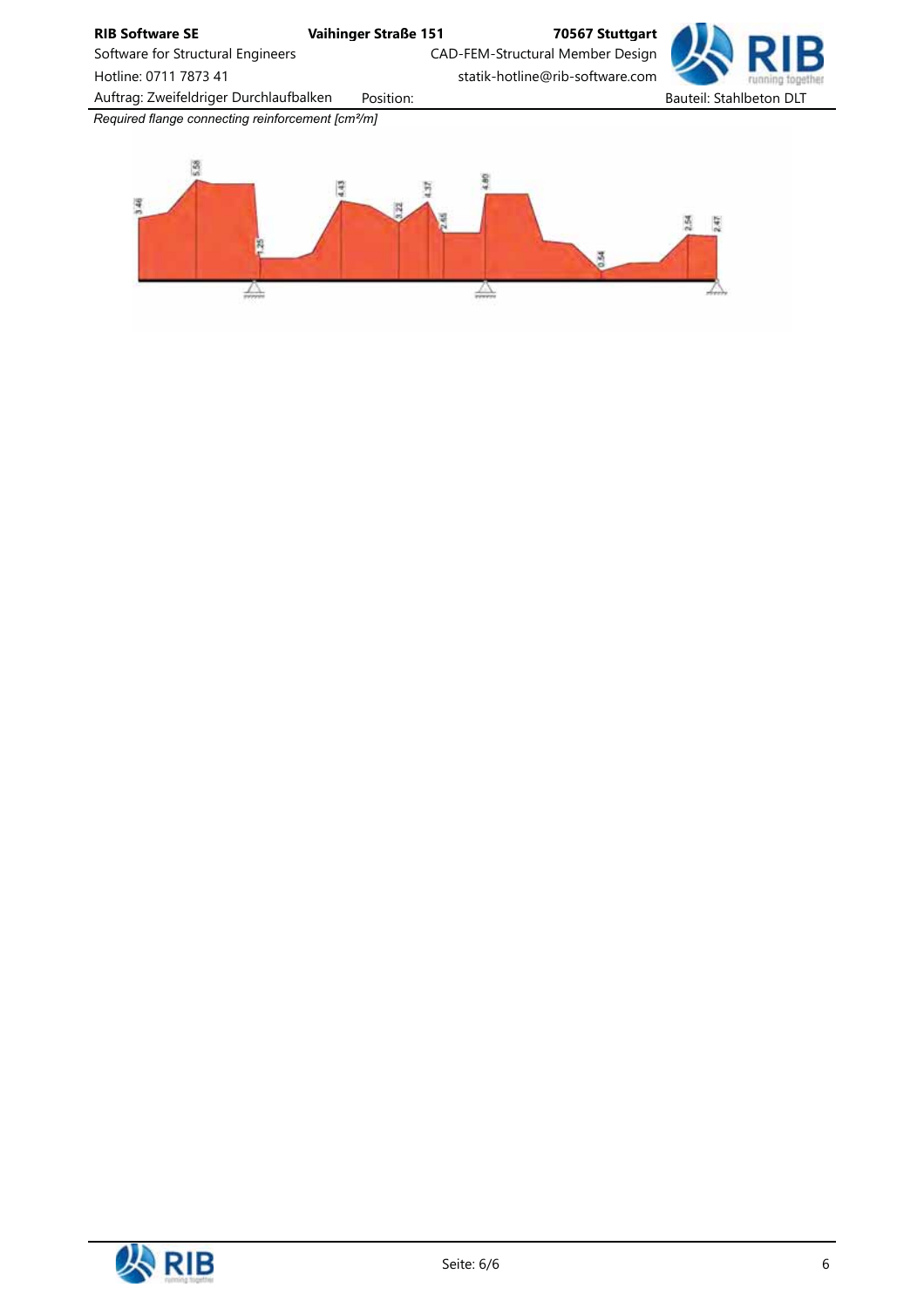*Required flange connecting reinforcement [cm²/m]*

3.46
5.58
1.25
4.43
3.22
4.37
2.65
4.80
0.54
2.54
2.47